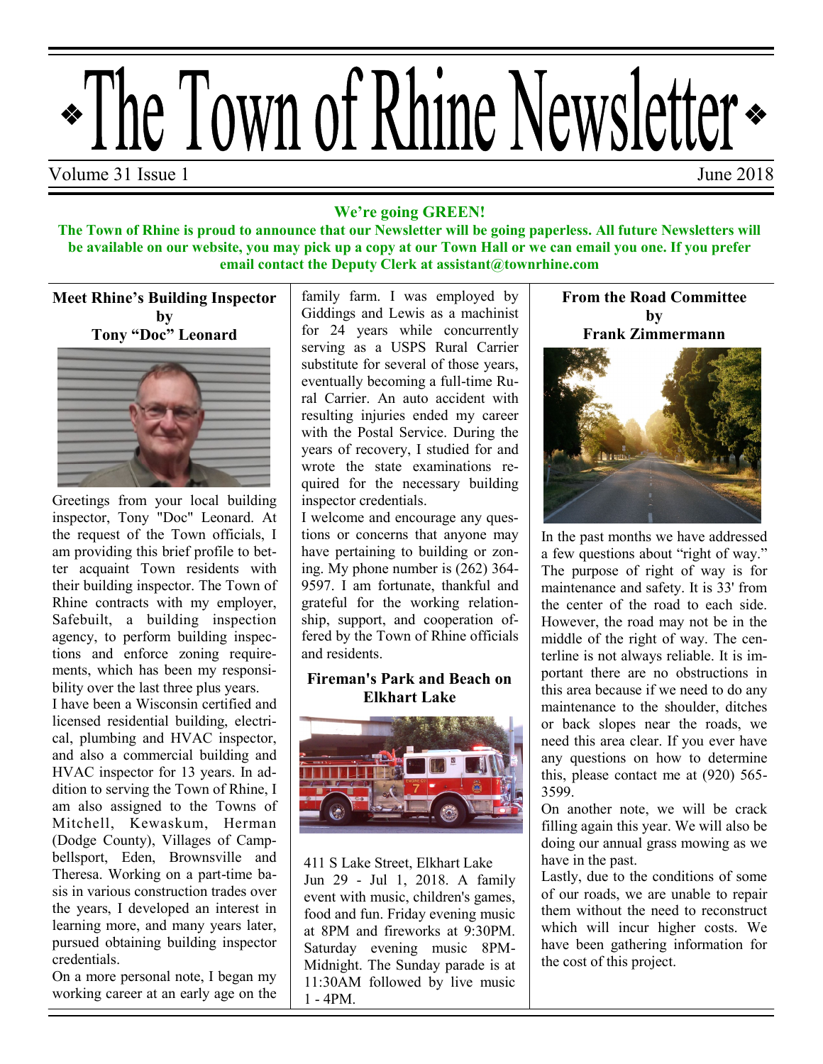# The Town of Rhine Newsletter

Volume 31 Issue 1 June 2018

**We're going GREEN!**

**The Town of Rhine is proud to announce that our Newsletter will be going paperless. All future Newsletters will be available on our website, you may pick up a copy at our Town Hall or we can email you one. If you prefer email contact the Deputy Clerk at assistant@townrhine.com**

## Meet Rhine's Building Inspector by Tony "Doc" Leonard

Greetings from your local building inspector, Tony "Doc" Leonard. At the request of the Town officials, I am providing this brief profile to better acquaint Town residents with their building inspector. The Town of Rhine contracts with my employer, Safebuilt, a building inspection agency, to perform building inspections and enforce zoning requirements, which has been my responsibility over the last three plus years.

I have been a Wisconsin certified and licensed residential building, electrical, plumbing and HVAC inspector, and also a commercial building and HVAC inspector for 13 years. In addition to serving the Town of Rhine, I am also assigned to the Towns of Mitchell, Kewaskum, Herman (Dodge County), Villages of Campbellsport, Eden, Brownsville and Theresa. Working on a part-time basis in various construction trades over the years, I developed an interest in learning more, and many years later, pursued obtaining building inspector credentials.

On a more personal note, I began my working career at an early age on the family farm. I was employed by Giddings and Lewis as a machinist for 24 years while concurrently serving as a USPS Rural Carrier substitute for several of those years, eventually becoming a full-time Rural Carrier. An auto accident with resulting injuries ended my career with the Postal Service. During the years of recovery, I studied for and wrote the state examinations required for the necessary building inspector credentials.

I welcome and encourage any questions or concerns that anyone may have pertaining to building or zoning. My phone number is (262) 364-9597. I am fortunate, thankful and grateful for the working relationship, support, and cooperation offered by the Town of Rhine officials and residents.

## Fireman's Park and Beach on Elkhart Lake

411 S Lake Street, Elkhart Lake
Jun 29 - Jul 1, 2018. A family event with music, children's games, food and fun. Friday evening music at 8PM and fireworks at 9:30PM. Saturday evening music 8PM-Midnight. The Sunday parade is at 11:30AM followed by live music 1 - 4PM.

## From the Road Committee by Frank Zimmermann

In the past months we have addressed a few questions about "right of way." The purpose of right of way is for maintenance and safety. It is 33' from the center of the road to each side. However, the road may not be in the middle of the right of way. The centerline is not always reliable. It is important there are no obstructions in this area because if we need to do any maintenance to the shoulder, ditches or back slopes near the roads, we need this area clear. If you ever have any questions on how to determine this, please contact me at (920) 565-3599.

On another note, we will be crack filling again this year. We will also be doing our annual grass mowing as we have in the past.

Lastly, due to the conditions of some of our roads, we are unable to repair them without the need to reconstruct which will incur higher costs. We have been gathering information for the cost of this project.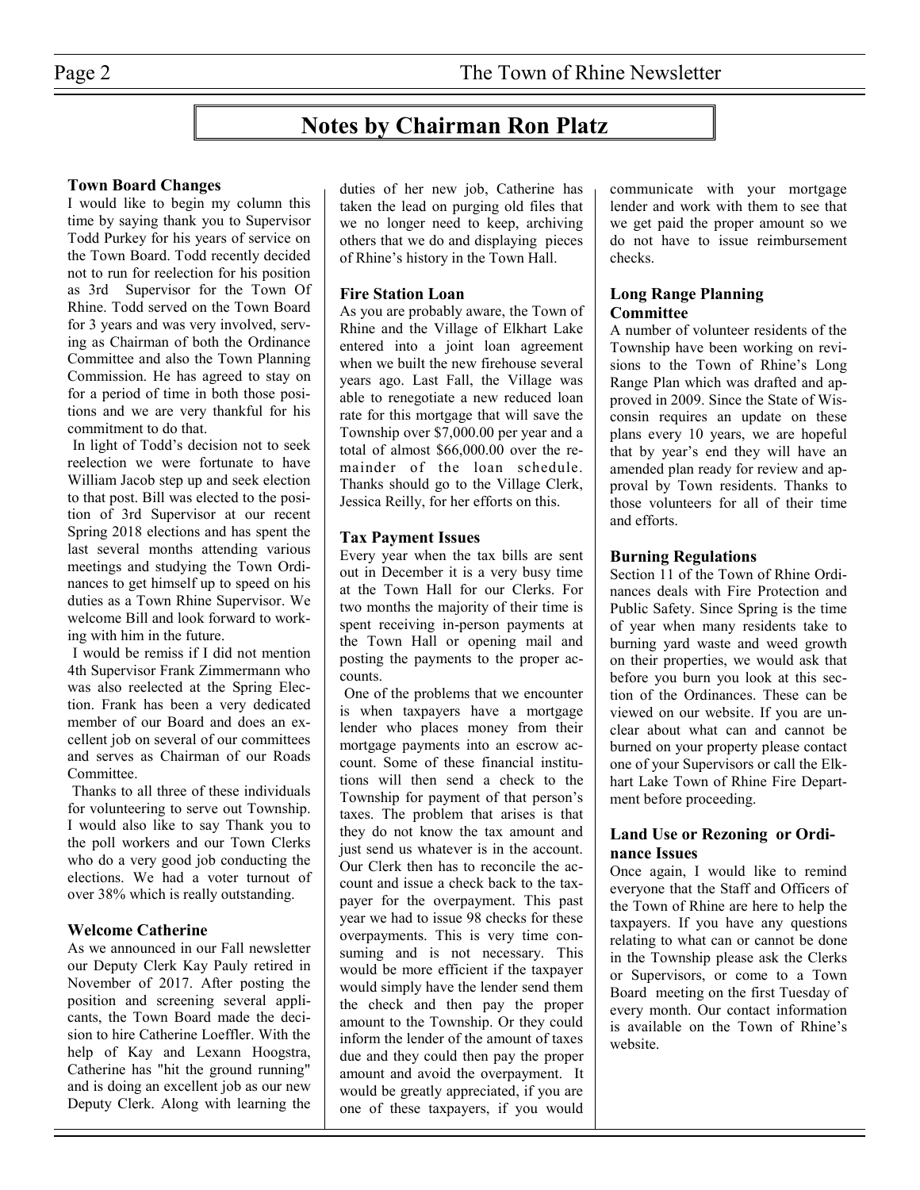# Notes by Chairman Ron Platz

### Town Board Changes

I would like to begin my column this time by saying thank you to Supervisor Todd Purkey for his years of service on the Town Board. Todd recently decided not to run for reelection for his position as 3rd Supervisor for the Town Of Rhine. Todd served on the Town Board for 3 years and was very involved, serving as Chairman of both the Ordinance Committee and also the Town Planning Commission. He has agreed to stay on for a period of time in both those positions and we are very thankful for his commitment to do that.

In light of Todd's decision not to seek reelection we were fortunate to have William Jacob step up and seek election to that post. Bill was elected to the position of 3rd Supervisor at our recent Spring 2018 elections and has spent the last several months attending various meetings and studying the Town Ordinances to get himself up to speed on his duties as a Town Rhine Supervisor. We welcome Bill and look forward to working with him in the future.

I would be remiss if I did not mention 4th Supervisor Frank Zimmermann who was also reelected at the Spring Election. Frank has been a very dedicated member of our Board and does an excellent job on several of our committees and serves as Chairman of our Roads Committee.

Thanks to all three of these individuals for volunteering to serve out Township. I would also like to say Thank you to the poll workers and our Town Clerks who do a very good job conducting the elections. We had a voter turnout of over 38% which is really outstanding.

### Welcome Catherine

As we announced in our Fall newsletter our Deputy Clerk Kay Pauly retired in November of 2017. After posting the position and screening several applicants, the Town Board made the decision to hire Catherine Loeffler. With the help of Kay and Lexann Hoogstra, Catherine has "hit the ground running" and is doing an excellent job as our new Deputy Clerk. Along with learning the duties of her new job, Catherine has taken the lead on purging old files that we no longer need to keep, archiving others that we do and displaying pieces of Rhine's history in the Town Hall.

### Fire Station Loan

As you are probably aware, the Town of Rhine and the Village of Elkhart Lake entered into a joint loan agreement when we built the new firehouse several years ago. Last Fall, the Village was able to renegotiate a new reduced loan rate for this mortgage that will save the Township over $7,000.00 per year and a total of almost $66,000.00 over the remainder of the loan schedule. Thanks should go to the Village Clerk, Jessica Reilly, for her efforts on this.

### Tax Payment Issues

Every year when the tax bills are sent out in December it is a very busy time at the Town Hall for our Clerks. For two months the majority of their time is spent receiving in-person payments at the Town Hall or opening mail and posting the payments to the proper accounts.

One of the problems that we encounter is when taxpayers have a mortgage lender who places money from their mortgage payments into an escrow account. Some of these financial institutions will then send a check to the Township for payment of that person's taxes. The problem that arises is that they do not know the tax amount and just send us whatever is in the account. Our Clerk then has to reconcile the account and issue a check back to the taxpayer for the overpayment. This past year we had to issue 98 checks for these overpayments. This is very time consuming and is not necessary. This would be more efficient if the taxpayer would simply have the lender send them the check and then pay the proper amount to the Township. Or they could inform the lender of the amount of taxes due and they could then pay the proper amount and avoid the overpayment. It would be greatly appreciated, if you are one of these taxpayers, if you would communicate with your mortgage lender and work with them to see that we get paid the proper amount so we do not have to issue reimbursement checks.

### Long Range Planning Committee

A number of volunteer residents of the Township have been working on revisions to the Town of Rhine's Long Range Plan which was drafted and approved in 2009. Since the State of Wisconsin requires an update on these plans every 10 years, we are hopeful that by year's end they will have an amended plan ready for review and approval by Town residents. Thanks to those volunteers for all of their time and efforts.

### Burning Regulations

Section 11 of the Town of Rhine Ordinances deals with Fire Protection and Public Safety. Since Spring is the time of year when many residents take to burning yard waste and weed growth on their properties, we would ask that before you burn you look at this section of the Ordinances. These can be viewed on our website. If you are unclear about what can and cannot be burned on your property please contact one of your Supervisors or call the Elkhart Lake Town of Rhine Fire Department before proceeding.

### Land Use or Rezoning or Ordinance Issues

Once again, I would like to remind everyone that the Staff and Officers of the Town of Rhine are here to help the taxpayers. If you have any questions relating to what can or cannot be done in the Township please ask the Clerks or Supervisors, or come to a Town Board meeting on the first Tuesday of every month. Our contact information is available on the Town of Rhine's website.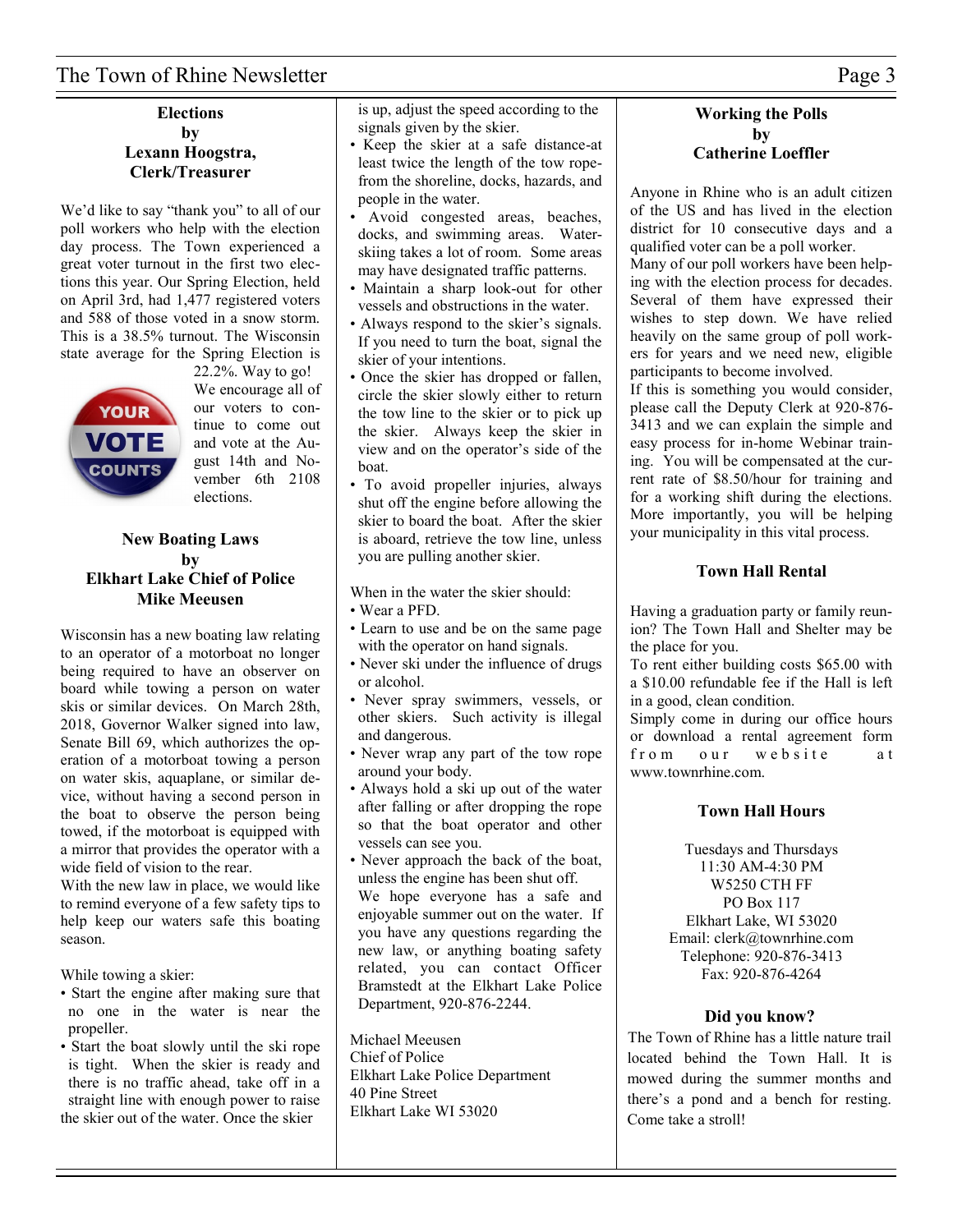## Elections
**by**
**Lexann Hoogstra, Clerk/Treasurer**

We'd like to say "thank you" to all of our poll workers who help with the election day process. The Town experienced a great voter turnout in the first two elections this year. Our Spring Election, held on April 3rd, had 1,477 registered voters and 588 of those voted in a snow storm. This is a 38.5% turnout. The Wisconsin state average for the Spring Election is 22.2%. Way to go!

We encourage all of our voters to continue to come out and vote at the August 14th and November 6th 2108 elections.

## New Boating Laws
**by**
**Elkhart Lake Chief of Police Mike Meeusen**

Wisconsin has a new boating law relating to an operator of a motorboat no longer being required to have an observer on board while towing a person on water skis or similar devices. On March 28th, 2018, Governor Walker signed into law, Senate Bill 69, which authorizes the operation of a motorboat towing a person on water skis, aquaplane, or similar device, without having a second person in the boat to observe the person being towed, if the motorboat is equipped with a mirror that provides the operator with a wide field of vision to the rear.

With the new law in place, we would like to remind everyone of a few safety tips to help keep our waters safe this boating season.

While towing a skier:

- Start the engine after making sure that no one in the water is near the propeller.
- Start the boat slowly until the ski rope is tight. When the skier is ready and there is no traffic ahead, take off in a straight line with enough power to raise the skier out of the water. Once the skier is up, adjust the speed according to the signals given by the skier.
- Keep the skier at a safe distance-at least twice the length of the tow rope-from the shoreline, docks, hazards, and people in the water.
- Avoid congested areas, beaches, docks, and swimming areas. Waterskiing takes a lot of room. Some areas may have designated traffic patterns.
- Maintain a sharp look-out for other vessels and obstructions in the water.
- Always respond to the skier's signals. If you need to turn the boat, signal the skier of your intentions.
- Once the skier has dropped or fallen, circle the skier slowly either to return the tow line to the skier or to pick up the skier. Always keep the skier in view and on the operator's side of the boat.
- To avoid propeller injuries, always shut off the engine before allowing the skier to board the boat. After the skier is aboard, retrieve the tow line, unless you are pulling another skier.

When in the water the skier should:

- Wear a PFD.
- Learn to use and be on the same page with the operator on hand signals.
- Never ski under the influence of drugs or alcohol.
- Never spray swimmers, vessels, or other skiers. Such activity is illegal and dangerous.
- Never wrap any part of the tow rope around your body.
- Always hold a ski up out of the water after falling or after dropping the rope so that the boat operator and other vessels can see you.
- Never approach the back of the boat, unless the engine has been shut off.

We hope everyone has a safe and enjoyable summer out on the water. If you have any questions regarding the new law, or anything boating safety related, you can contact Officer Bramstedt at the Elkhart Lake Police Department, 920-876-2244.

Michael Meeusen
Chief of Police
Elkhart Lake Police Department
40 Pine Street
Elkhart Lake WI 53020

## Working the Polls
**by**
**Catherine Loeffler**

Anyone in Rhine who is an adult citizen of the US and has lived in the election district for 10 consecutive days and a qualified voter can be a poll worker.

Many of our poll workers have been helping with the election process for decades. Several of them have expressed their wishes to step down. We have relied heavily on the same group of poll workers for years and we need new, eligible participants to become involved.

If this is something you would consider, please call the Deputy Clerk at 920-876-3413 and we can explain the simple and easy process for in-home Webinar training. You will be compensated at the current rate of $8.50/hour for training and for a working shift during the elections. More importantly, you will be helping your municipality in this vital process.

## Town Hall Rental

Having a graduation party or family reunion? The Town Hall and Shelter may be the place for you.

To rent either building costs $65.00 with a $10.00 refundable fee if the Hall is left in a good, clean condition.

Simply come in during our office hours or download a rental agreement form from our website at www.townrhine.com.

## Town Hall Hours

Tuesdays and Thursdays
11:30 AM-4:30 PM
W5250 CTH FF
PO Box 117
Elkhart Lake, WI 53020
Email: clerk@townrhine.com
Telephone: 920-876-3413
Fax: 920-876-4264

## Did you know?

The Town of Rhine has a little nature trail located behind the Town Hall. It is mowed during the summer months and there's a pond and a bench for resting. Come take a stroll!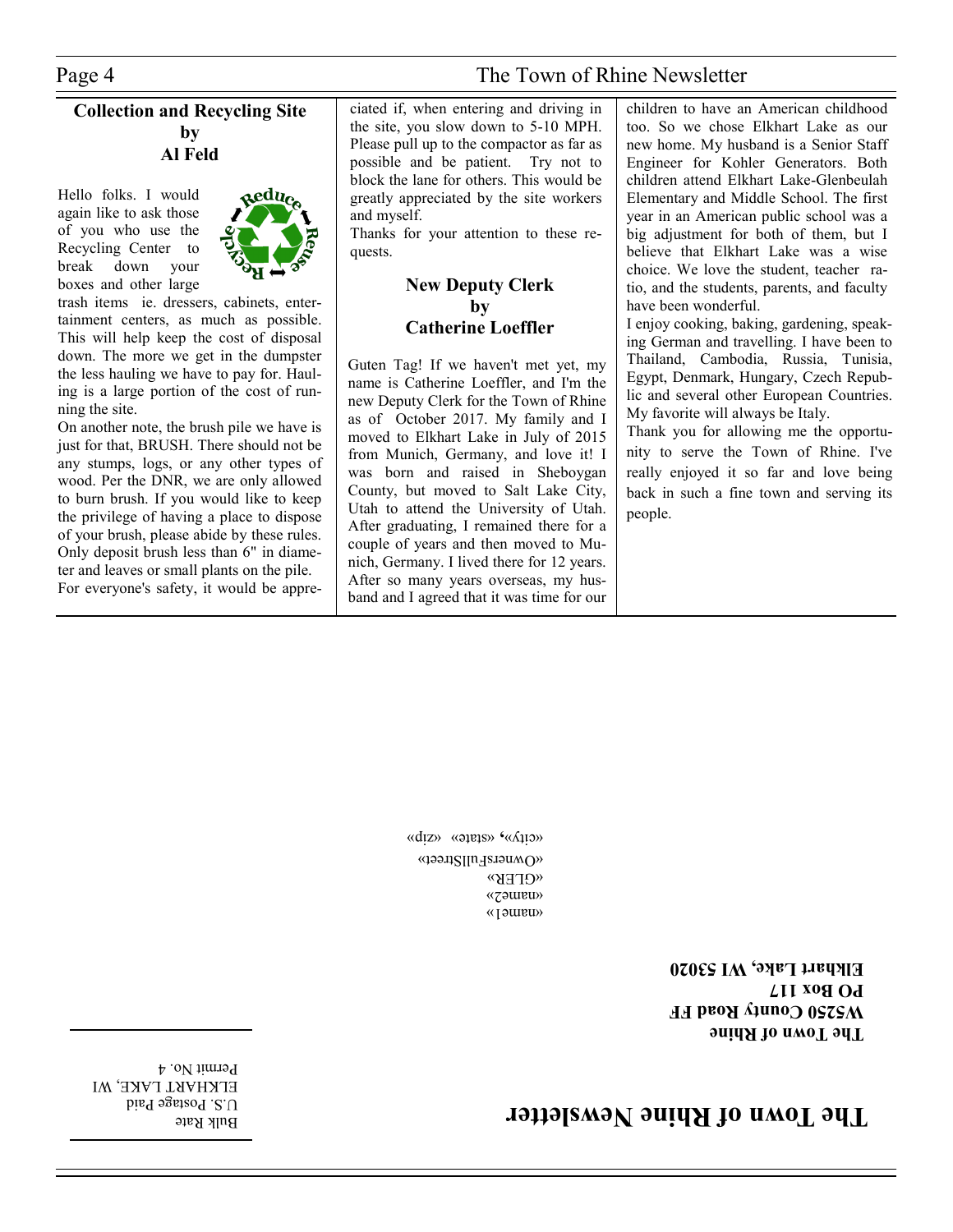## Collection and Recycling Site
### by
### Al Feld

Hello folks. I would again like to ask those of you who use the Recycling Center to break down your boxes and other large trash items ie. dressers, cabinets, entertainment centers, as much as possible. This will help keep the cost of disposal down. The more we get in the dumpster the less hauling we have to pay for. Hauling is a large portion of the cost of running the site.

On another note, the brush pile we have is just for that, BRUSH. There should not be any stumps, logs, or any other types of wood. Per the DNR, we are only allowed to burn brush. If you would like to keep the privilege of having a place to dispose of your brush, please abide by these rules. Only deposit brush less than 6" in diameter and leaves or small plants on the pile.

For everyone's safety, it would be appreciated if, when entering and driving in the site, you slow down to 5-10 MPH. Please pull up to the compactor as far as possible and be patient. Try not to block the lane for others. This would be greatly appreciated by the site workers and myself.

Thanks for your attention to these requests.

## New Deputy Clerk
### by
### Catherine Loeffler

Guten Tag! If we haven't met yet, my name is Catherine Loeffler, and I'm the new Deputy Clerk for the Town of Rhine as of October 2017. My family and I moved to Elkhart Lake in July of 2015 from Munich, Germany, and love it! I was born and raised in Sheboygan County, but moved to Salt Lake City, Utah to attend the University of Utah. After graduating, I remained there for a couple of years and then moved to Munich, Germany. I lived there for 12 years. After so many years overseas, my husband and I agreed that it was time for our children to have an American childhood too. So we chose Elkhart Lake as our new home. My husband is a Senior Staff Engineer for Kohler Generators. Both children attend Elkhart Lake-Glenbeulah Elementary and Middle School. The first year in an American public school was a big adjustment for both of them, but I believe that Elkhart Lake was a wise choice. We love the student, teacher ratio, and the students, parents, and faculty have been wonderful.

I enjoy cooking, baking, gardening, speaking German and travelling. I have been to Thailand, Cambodia, Russia, Tunisia, Egypt, Denmark, Hungary, Czech Republic and several other European Countries. My favorite will always be Italy.

Thank you for allowing me the opportunity to serve the Town of Rhine. I've really enjoyed it so far and love being back in such a fine town and serving its people.

**The Town of Rhine Newsletter**

**The Town of Rhine**
**W5250 County Road FF**
**PO Box 117**
**Elkhart Lake, WI 53020**

Bulk Rate
U.S. Postage Paid
ELKHART LAKE, WI
Permit No. 4

«name1»
«name2»
«GLER»
«OwnersFullStreet»
«city», «state» «zip»